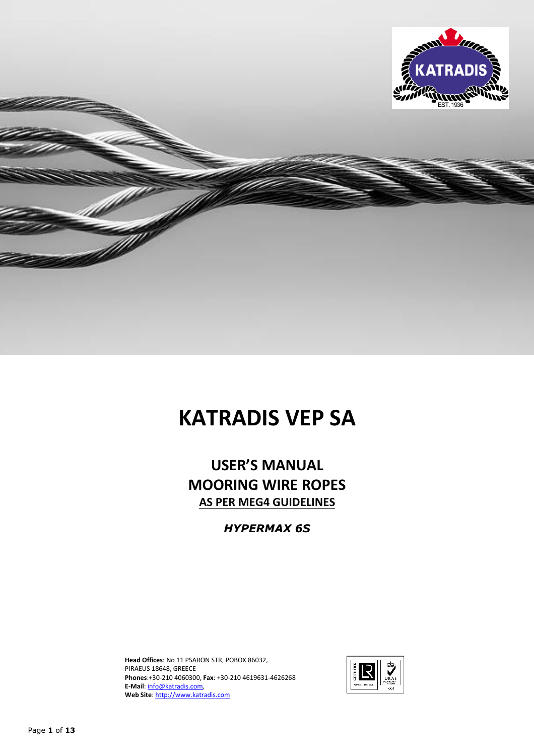# KATRADIS VEP SA

## USER'S MANUAL
## MOORING WIRE ROPES
## AS PER MEG4 GUIDELINES

***HYPERMAX 6S***

**Head Offices**: No 11 PSARON STR, POBOX 86032,
PIRAEUS 18648, GREECE
**Phones**:+30-210 4060300, **Fax**: +30-210 4619631-4626268
**E-Mail**: info@katradis.com,
**Web Site**: http://www.katradis.com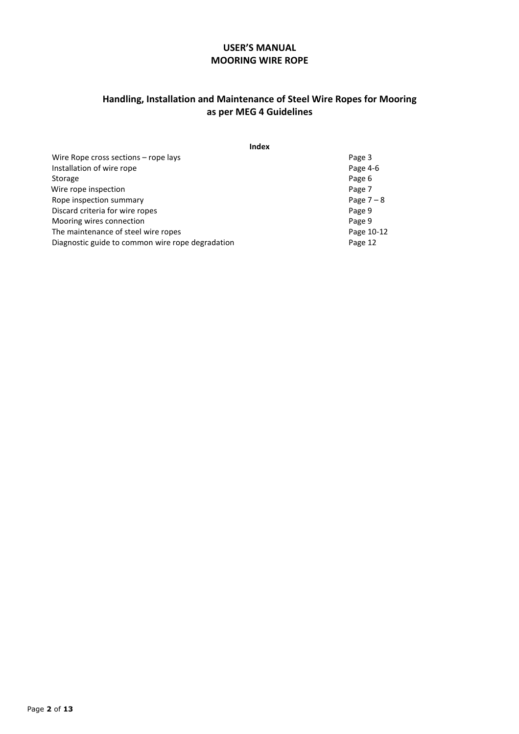**USER'S MANUAL**
**MOORING WIRE ROPE**

## Handling, Installation and Maintenance of Steel Wire Ropes for Mooring as per MEG 4 Guidelines

**Index**

| | |
|---|---|
| Wire Rope cross sections – rope lays | Page 3 |
| Installation of wire rope | Page 4-6 |
| Storage | Page 6 |
| Wire rope inspection | Page 7 |
| Rope inspection summary | Page 7 – 8 |
| Discard criteria for wire ropes | Page 9 |
| Mooring wires connection | Page 9 |
| The maintenance of steel wire ropes | Page 10-12 |
| Diagnostic guide to common wire rope degradation | Page 12 |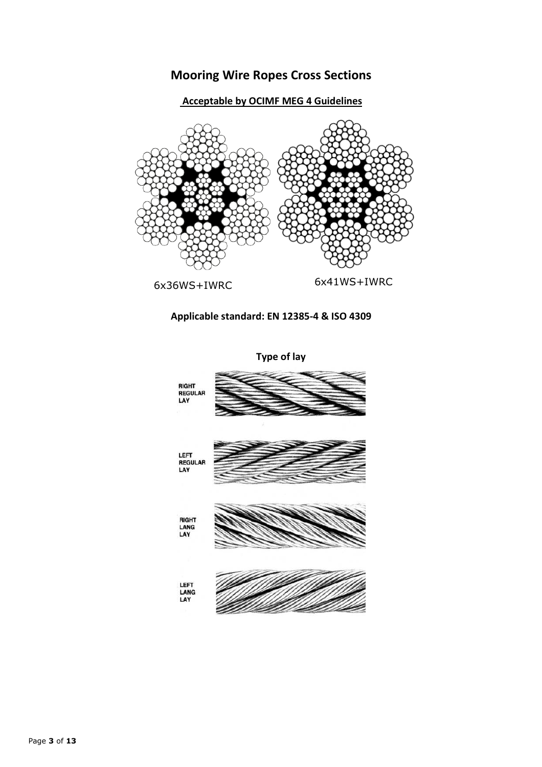# Mooring Wire Ropes Cross Sections

**Acceptable by OCIMF MEG 4 Guidelines**

6x36WS+IWRC

6x41WS+IWRC

**Applicable standard: EN 12385-4 & ISO 4309**

**Type of lay**

RIGHT REGULAR LAY

LEFT REGULAR LAY

RIGHT LANG LAY

LEFT LANG LAY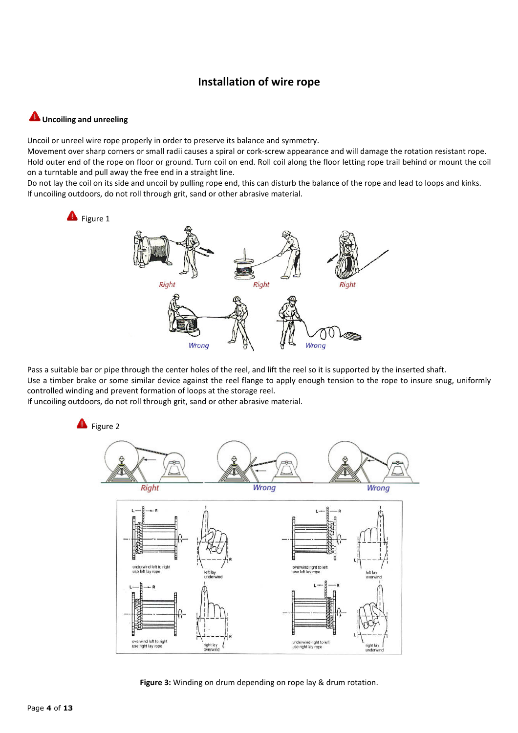# Installation of wire rope

### Uncoiling and unreeling

Uncoil or unreel wire rope properly in order to preserve its balance and symmetry.
Movement over sharp corners or small radii causes a spiral or cork-screw appearance and will damage the rotation resistant rope.
Hold outer end of the rope on floor or ground. Turn coil on end. Roll coil along the floor letting rope trail behind or mount the coil on a turntable and pull away the free end in a straight line.
Do not lay the coil on its side and uncoil by pulling rope end, this can disturb the balance of the rope and lead to loops and kinks.
If uncoiling outdoors, do not roll through grit, sand or other abrasive material.

Figure 1

Right Right Right

Wrong Wrong

Pass a suitable bar or pipe through the center holes of the reel, and lift the reel so it is supported by the inserted shaft.
Use a timber brake or some similar device against the reel flange to apply enough tension to the rope to insure snug, uniformly controlled winding and prevent formation of loops at the storage reel.
If uncoiling outdoors, do not roll through grit, sand or other abrasive material.

Figure 2

Right Wrong Wrong

underwind left to right
use left lay rope

left lay
underwind

overwind right to left
use left lay rope

left lay
overwind

overwind left to right
use right lay rope

right lay
overwind

underwind right to left
use right lay rope

right lay
underwind

**Figure 3:** Winding on drum depending on rope lay & drum rotation.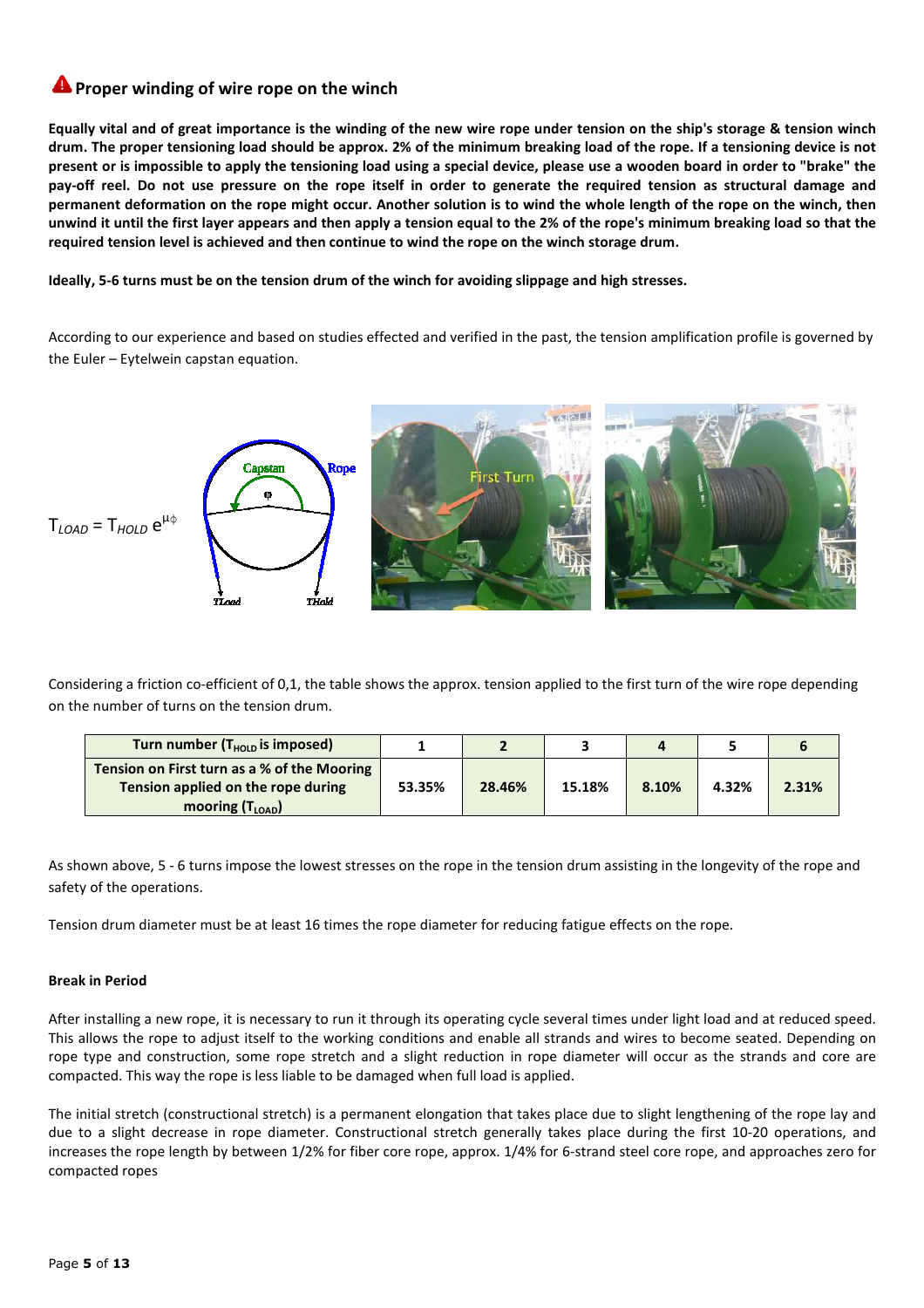## Proper winding of wire rope on the winch

**Equally vital and of great importance is the winding of the new wire rope under tension on the ship's storage & tension winch drum. The proper tensioning load should be approx. 2% of the minimum breaking load of the rope. If a tensioning device is not present or is impossible to apply the tensioning load using a special device, please use a wooden board in order to "brake" the pay-off reel. Do not use pressure on the rope itself in order to generate the required tension as structural damage and permanent deformation on the rope might occur. Another solution is to wind the whole length of the rope on the winch, then unwind it until the first layer appears and then apply a tension equal to the 2% of the rope's minimum breaking load so that the required tension level is achieved and then continue to wind the rope on the winch storage drum.**

**Ideally, 5-6 turns must be on the tension drum of the winch for avoiding slippage and high stresses.**

According to our experience and based on studies effected and verified in the past, the tension amplification profile is governed by the Euler – Eytelwein capstan equation.

$$T_{LOAD} = T_{HOLD}\, e^{\mu\phi}$$

Considering a friction co-efficient of 0,1, the table shows the approx. tension applied to the first turn of the wire rope depending on the number of turns on the tension drum.

| Turn number ($T_{HOLD}$ is imposed) | 1 | 2 | 3 | 4 | 5 | 6 |
|---|---|---|---|---|---|---|
| Tension on First turn as a % of the Mooring Tension applied on the rope during mooring ($T_{LOAD}$) | 53.35% | 28.46% | 15.18% | 8.10% | 4.32% | 2.31% |

As shown above, 5 - 6 turns impose the lowest stresses on the rope in the tension drum assisting in the longevity of the rope and safety of the operations.

Tension drum diameter must be at least 16 times the rope diameter for reducing fatigue effects on the rope.

**Break in Period**

After installing a new rope, it is necessary to run it through its operating cycle several times under light load and at reduced speed. This allows the rope to adjust itself to the working conditions and enable all strands and wires to become seated. Depending on rope type and construction, some rope stretch and a slight reduction in rope diameter will occur as the strands and core are compacted. This way the rope is less liable to be damaged when full load is applied.

The initial stretch (constructional stretch) is a permanent elongation that takes place due to slight lengthening of the rope lay and due to a slight decrease in rope diameter. Constructional stretch generally takes place during the first 10-20 operations, and increases the rope length by between 1/2% for fiber core rope, approx. 1/4% for 6-strand steel core rope, and approaches zero for compacted ropes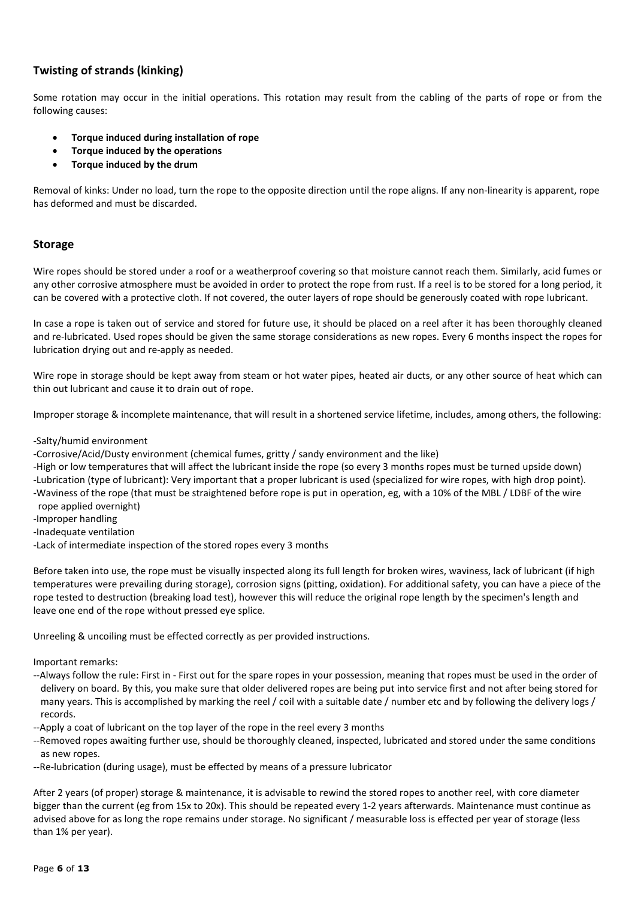## Twisting of strands (kinking)

Some rotation may occur in the initial operations. This rotation may result from the cabling of the parts of rope or from the following causes:

- **Torque induced during installation of rope**
- **Torque induced by the operations**
- **Torque induced by the drum**

Removal of kinks: Under no load, turn the rope to the opposite direction until the rope aligns. If any non-linearity is apparent, rope has deformed and must be discarded.

## Storage

Wire ropes should be stored under a roof or a weatherproof covering so that moisture cannot reach them. Similarly, acid fumes or any other corrosive atmosphere must be avoided in order to protect the rope from rust. If a reel is to be stored for a long period, it can be covered with a protective cloth. If not covered, the outer layers of rope should be generously coated with rope lubricant.

In case a rope is taken out of service and stored for future use, it should be placed on a reel after it has been thoroughly cleaned and re-lubricated. Used ropes should be given the same storage considerations as new ropes. Every 6 months inspect the ropes for lubrication drying out and re-apply as needed.

Wire rope in storage should be kept away from steam or hot water pipes, heated air ducts, or any other source of heat which can thin out lubricant and cause it to drain out of rope.

Improper storage & incomplete maintenance, that will result in a shortened service lifetime, includes, among others, the following:

-Salty/humid environment
-Corrosive/Acid/Dusty environment (chemical fumes, gritty / sandy environment and the like)
-High or low temperatures that will affect the lubricant inside the rope (so every 3 months ropes must be turned upside down)
-Lubrication (type of lubricant): Very important that a proper lubricant is used (specialized for wire ropes, with high drop point).
-Waviness of the rope (that must be straightened before rope is put in operation, eg, with a 10% of the MBL / LDBF of the wire rope applied overnight)
-Improper handling
-Inadequate ventilation
-Lack of intermediate inspection of the stored ropes every 3 months

Before taken into use, the rope must be visually inspected along its full length for broken wires, waviness, lack of lubricant (if high temperatures were prevailing during storage), corrosion signs (pitting, oxidation). For additional safety, you can have a piece of the rope tested to destruction (breaking load test), however this will reduce the original rope length by the specimen's length and leave one end of the rope without pressed eye splice.

Unreeling & uncoiling must be effected correctly as per provided instructions.

Important remarks:

--Always follow the rule: First in - First out for the spare ropes in your possession, meaning that ropes must be used in the order of delivery on board. By this, you make sure that older delivered ropes are being put into service first and not after being stored for many years. This is accomplished by marking the reel / coil with a suitable date / number etc and by following the delivery logs / records.
--Apply a coat of lubricant on the top layer of the rope in the reel every 3 months
--Removed ropes awaiting further use, should be thoroughly cleaned, inspected, lubricated and stored under the same conditions as new ropes.
--Re-lubrication (during usage), must be effected by means of a pressure lubricator

After 2 years (of proper) storage & maintenance, it is advisable to rewind the stored ropes to another reel, with core diameter bigger than the current (eg from 15x to 20x). This should be repeated every 1-2 years afterwards. Maintenance must continue as advised above for as long the rope remains under storage. No significant / measurable loss is effected per year of storage (less than 1% per year).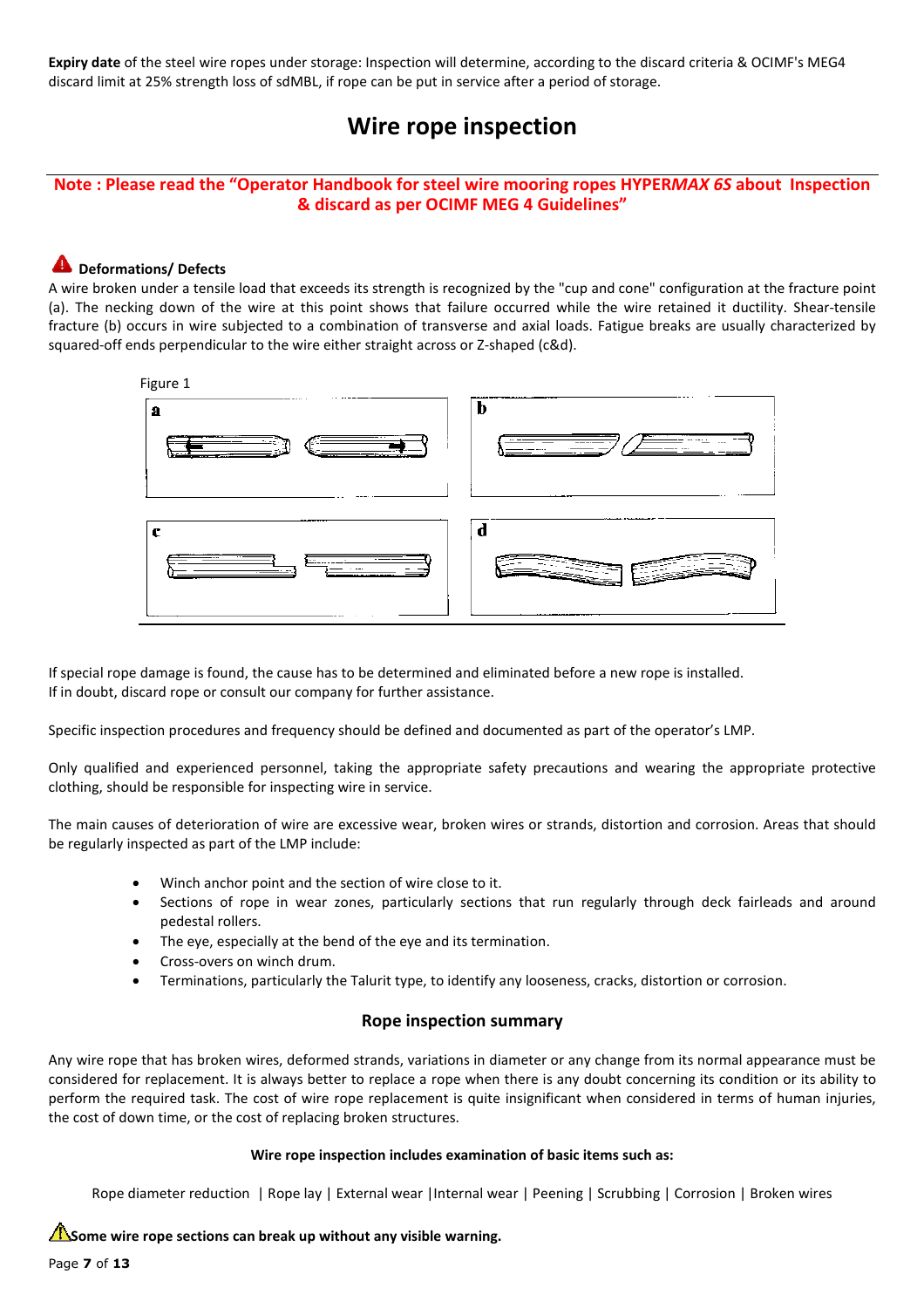**Expiry date** of the steel wire ropes under storage: Inspection will determine, according to the discard criteria & OCIMF's MEG4 discard limit at 25% strength loss of sdMBL, if rope can be put in service after a period of storage.

# Wire rope inspection

**Note : Please read the "Operator Handbook for steel wire mooring ropes HYPER*MAX 6S* about Inspection & discard as per OCIMF MEG 4 Guidelines"**

### Deformations/ Defects

A wire broken under a tensile load that exceeds its strength is recognized by the "cup and cone" configuration at the fracture point (a). The necking down of the wire at this point shows that failure occurred while the wire retained it ductility. Shear-tensile fracture (b) occurs in wire subjected to a combination of transverse and axial loads. Fatigue breaks are usually characterized by squared-off ends perpendicular to the wire either straight across or Z-shaped (c&d).

Figure 1

If special rope damage is found, the cause has to be determined and eliminated before a new rope is installed.
If in doubt, discard rope or consult our company for further assistance.

Specific inspection procedures and frequency should be defined and documented as part of the operator's LMP.

Only qualified and experienced personnel, taking the appropriate safety precautions and wearing the appropriate protective clothing, should be responsible for inspecting wire in service.

The main causes of deterioration of wire are excessive wear, broken wires or strands, distortion and corrosion. Areas that should be regularly inspected as part of the LMP include:

- Winch anchor point and the section of wire close to it.
- Sections of rope in wear zones, particularly sections that run regularly through deck fairleads and around pedestal rollers.
- The eye, especially at the bend of the eye and its termination.
- Cross-overs on winch drum.
- Terminations, particularly the Talurit type, to identify any looseness, cracks, distortion or corrosion.

## Rope inspection summary

Any wire rope that has broken wires, deformed strands, variations in diameter or any change from its normal appearance must be considered for replacement. It is always better to replace a rope when there is any doubt concerning its condition or its ability to perform the required task. The cost of wire rope replacement is quite insignificant when considered in terms of human injuries, the cost of down time, or the cost of replacing broken structures.

**Wire rope inspection includes examination of basic items such as:**

Rope diameter reduction | Rope lay | External wear | Internal wear | Peening | Scrubbing | Corrosion | Broken wires

**Some wire rope sections can break up without any visible warning.**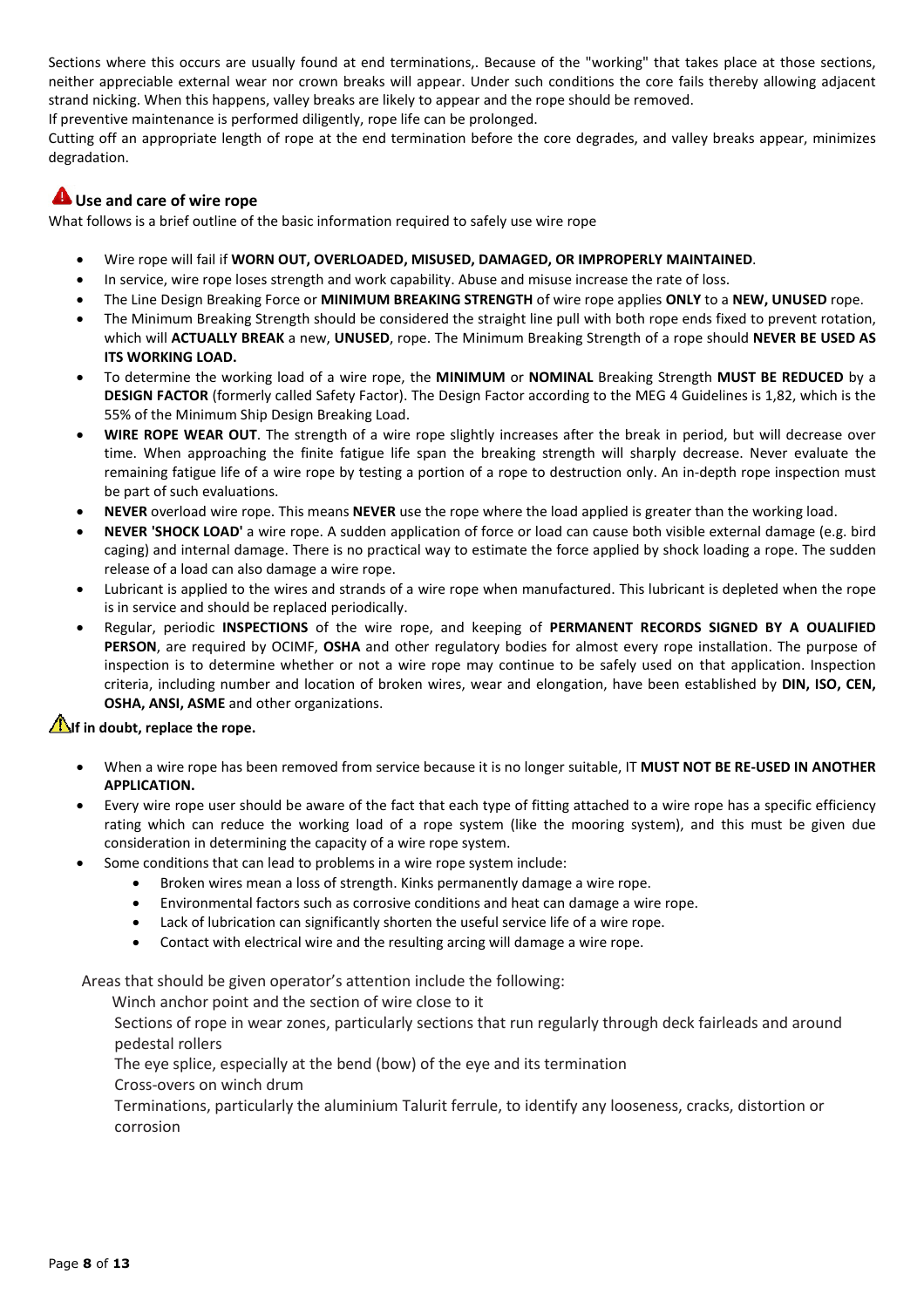Sections where this occurs are usually found at end terminations,. Because of the "working" that takes place at those sections, neither appreciable external wear nor crown breaks will appear. Under such conditions the core fails thereby allowing adjacent strand nicking. When this happens, valley breaks are likely to appear and the rope should be removed.
If preventive maintenance is performed diligently, rope life can be prolonged.
Cutting off an appropriate length of rope at the end termination before the core degrades, and valley breaks appear, minimizes degradation.

## Use and care of wire rope

What follows is a brief outline of the basic information required to safely use wire rope

- Wire rope will fail if **WORN OUT, OVERLOADED, MISUSED, DAMAGED, OR IMPROPERLY MAINTAINED**.
- In service, wire rope loses strength and work capability. Abuse and misuse increase the rate of loss.
- The Line Design Breaking Force or **MINIMUM BREAKING STRENGTH** of wire rope applies **ONLY** to a **NEW, UNUSED** rope.
- The Minimum Breaking Strength should be considered the straight line pull with both rope ends fixed to prevent rotation, which will **ACTUALLY BREAK** a new, **UNUSED**, rope. The Minimum Breaking Strength of a rope should **NEVER BE USED AS ITS WORKING LOAD.**
- To determine the working load of a wire rope, the **MINIMUM** or **NOMINAL** Breaking Strength **MUST BE REDUCED** by a **DESIGN FACTOR** (formerly called Safety Factor). The Design Factor according to the MEG 4 Guidelines is 1,82, which is the 55% of the Minimum Ship Design Breaking Load.
- **WIRE ROPE WEAR OUT**. The strength of a wire rope slightly increases after the break in period, but will decrease over time. When approaching the finite fatigue life span the breaking strength will sharply decrease. Never evaluate the remaining fatigue life of a wire rope by testing a portion of a rope to destruction only. An in-depth rope inspection must be part of such evaluations.
- **NEVER** overload wire rope. This means **NEVER** use the rope where the load applied is greater than the working load.
- **NEVER 'SHOCK LOAD'** a wire rope. A sudden application of force or load can cause both visible external damage (e.g. bird caging) and internal damage. There is no practical way to estimate the force applied by shock loading a rope. The sudden release of a load can also damage a wire rope.
- Lubricant is applied to the wires and strands of a wire rope when manufactured. This lubricant is depleted when the rope is in service and should be replaced periodically.
- Regular, periodic **INSPECTIONS** of the wire rope, and keeping of **PERMANENT RECORDS SIGNED BY A OUALIFIED PERSON**, are required by OCIMF, **OSHA** and other regulatory bodies for almost every rope installation. The purpose of inspection is to determine whether or not a wire rope may continue to be safely used on that application. Inspection criteria, including number and location of broken wires, wear and elongation, have been established by **DIN, ISO, CEN, OSHA, ANSI, ASME** and other organizations.

**If in doubt, replace the rope.**

- When a wire rope has been removed from service because it is no longer suitable, IT **MUST NOT BE RE-USED IN ANOTHER APPLICATION.**
- Every wire rope user should be aware of the fact that each type of fitting attached to a wire rope has a specific efficiency rating which can reduce the working load of a rope system (like the mooring system), and this must be given due consideration in determining the capacity of a wire rope system.
- Some conditions that can lead to problems in a wire rope system include:
  - Broken wires mean a loss of strength. Kinks permanently damage a wire rope.
  - Environmental factors such as corrosive conditions and heat can damage a wire rope.
  - Lack of lubrication can significantly shorten the useful service life of a wire rope.
  - Contact with electrical wire and the resulting arcing will damage a wire rope.

Areas that should be given operator's attention include the following:

Winch anchor point and the section of wire close to it

Sections of rope in wear zones, particularly sections that run regularly through deck fairleads and around pedestal rollers

The eye splice, especially at the bend (bow) of the eye and its termination

Cross-overs on winch drum

Terminations, particularly the aluminium Talurit ferrule, to identify any looseness, cracks, distortion or corrosion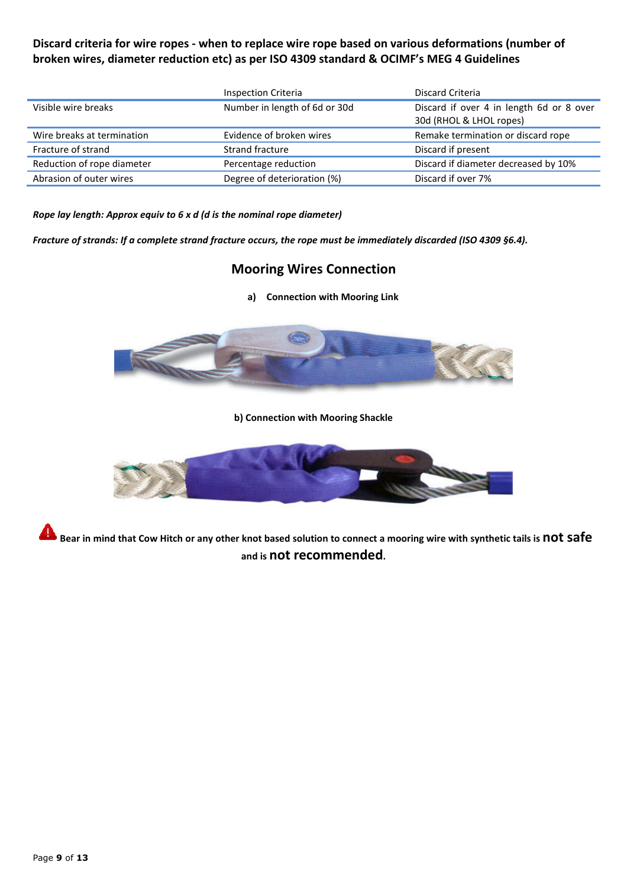**Discard criteria for wire ropes - when to replace wire rope based on various deformations (number of broken wires, diameter reduction etc) as per ISO 4309 standard & OCIMF's MEG 4 Guidelines**

| | Inspection Criteria | Discard Criteria |
|---|---|---|
| Visible wire breaks | Number in length of 6d or 30d | Discard if over 4 in length 6d or 8 over 30d (RHOL & LHOL ropes) |
| Wire breaks at termination | Evidence of broken wires | Remake termination or discard rope |
| Fracture of strand | Strand fracture | Discard if present |
| Reduction of rope diameter | Percentage reduction | Discard if diameter decreased by 10% |
| Abrasion of outer wires | Degree of deterioration (%) | Discard if over 7% |

***Rope lay length: Approx equiv to 6 x d (d is the nominal rope diameter)***

***Fracture of strands: If a complete strand fracture occurs, the rope must be immediately discarded (ISO 4309 §6.4).***

## Mooring Wires Connection

**a) Connection with Mooring Link**

**b) Connection with Mooring Shackle**

**Bear in mind that Cow Hitch or any other knot based solution to connect a mooring wire with synthetic tails is not safe and is not recommended.**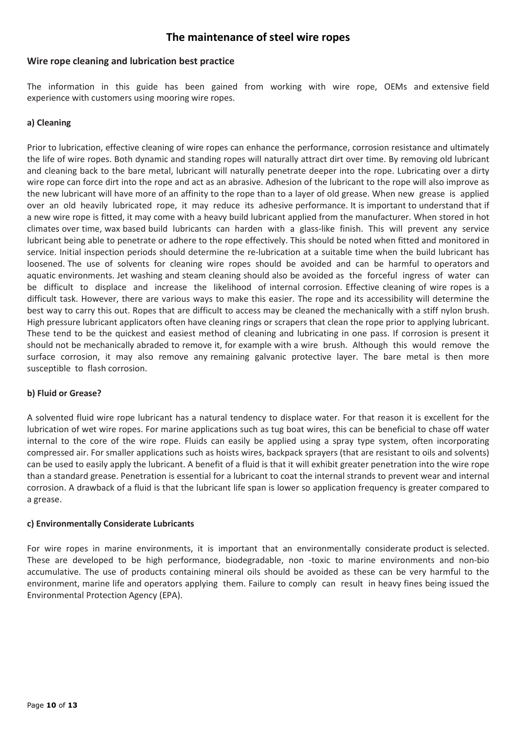# The maintenance of steel wire ropes

## Wire rope cleaning and lubrication best practice

The information in this guide has been gained from working with wire rope, OEMs and extensive field experience with customers using mooring wire ropes.

### a) Cleaning

Prior to lubrication, effective cleaning of wire ropes can enhance the performance, corrosion resistance and ultimately the life of wire ropes. Both dynamic and standing ropes will naturally attract dirt over time. By removing old lubricant and cleaning back to the bare metal, lubricant will naturally penetrate deeper into the rope. Lubricating over a dirty wire rope can force dirt into the rope and act as an abrasive. Adhesion of the lubricant to the rope will also improve as the new lubricant will have more of an affinity to the rope than to a layer of old grease. When new grease is applied over an old heavily lubricated rope, it may reduce its adhesive performance. It is important to understand that if a new wire rope is fitted, it may come with a heavy build lubricant applied from the manufacturer. When stored in hot climates over time, wax based build lubricants can harden with a glass-like finish. This will prevent any service lubricant being able to penetrate or adhere to the rope effectively. This should be noted when fitted and monitored in service. Initial inspection periods should determine the re-lubrication at a suitable time when the build lubricant has loosened. The use of solvents for cleaning wire ropes should be avoided and can be harmful to operators and aquatic environments. Jet washing and steam cleaning should also be avoided as the forceful ingress of water can be difficult to displace and increase the likelihood of internal corrosion. Effective cleaning of wire ropes is a difficult task. However, there are various ways to make this easier. The rope and its accessibility will determine the best way to carry this out. Ropes that are difficult to access may be cleaned the mechanically with a stiff nylon brush. High pressure lubricant applicators often have cleaning rings or scrapers that clean the rope prior to applying lubricant. These tend to be the quickest and easiest method of cleaning and lubricating in one pass. If corrosion is present it should not be mechanically abraded to remove it, for example with a wire brush. Although this would remove the surface corrosion, it may also remove any remaining galvanic protective layer. The bare metal is then more susceptible to flash corrosion.

### b) Fluid or Grease?

A solvented fluid wire rope lubricant has a natural tendency to displace water. For that reason it is excellent for the lubrication of wet wire ropes. For marine applications such as tug boat wires, this can be beneficial to chase off water internal to the core of the wire rope. Fluids can easily be applied using a spray type system, often incorporating compressed air. For smaller applications such as hoists wires, backpack sprayers (that are resistant to oils and solvents) can be used to easily apply the lubricant. A benefit of a fluid is that it will exhibit greater penetration into the wire rope than a standard grease. Penetration is essential for a lubricant to coat the internal strands to prevent wear and internal corrosion. A drawback of a fluid is that the lubricant life span is lower so application frequency is greater compared to a grease.

### c) Environmentally Considerate Lubricants

For wire ropes in marine environments, it is important that an environmentally considerate product is selected. These are developed to be high performance, biodegradable, non -toxic to marine environments and non-bio accumulative. The use of products containing mineral oils should be avoided as these can be very harmful to the environment, marine life and operators applying them. Failure to comply can result in heavy fines being issued the Environmental Protection Agency (EPA).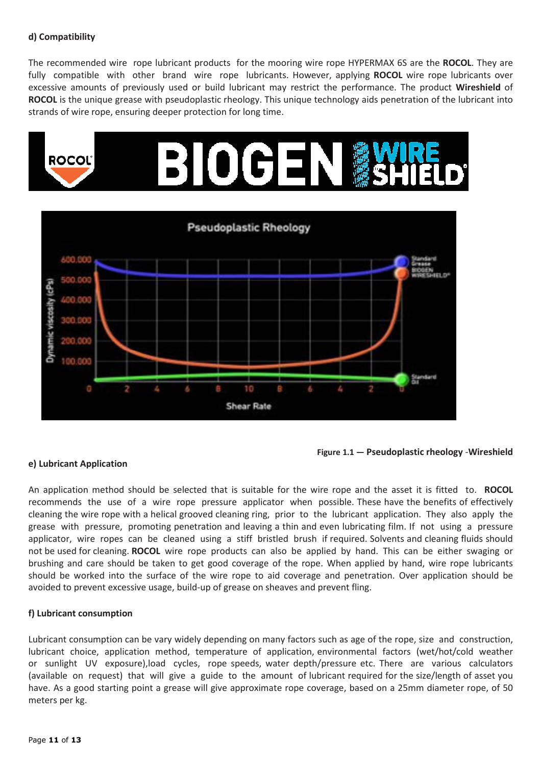**d) Compatibility**

The recommended wire rope lubricant products for the mooring wire rope HYPERMAX 6S are the **ROCOL**. They are fully compatible with other brand wire rope lubricants. However, applying **ROCOL** wire rope lubricants over excessive amounts of previously used or build lubricant may restrict the performance. The product **Wireshield** of **ROCOL** is the unique grease with pseudoplastic rheology. This unique technology aids penetration of the lubricant into strands of wire rope, ensuring deeper protection for long time.

**Figure 1.1 — Pseudoplastic rheology -Wireshield**

**e) Lubricant Application**

An application method should be selected that is suitable for the wire rope and the asset it is fitted to. **ROCOL** recommends the use of a wire rope pressure applicator when possible. These have the benefits of effectively cleaning the wire rope with a helical grooved cleaning ring, prior to the lubricant application. They also apply the grease with pressure, promoting penetration and leaving a thin and even lubricating film. If not using a pressure applicator, wire ropes can be cleaned using a stiff bristled brush if required. Solvents and cleaning fluids should not be used for cleaning. **ROCOL** wire rope products can also be applied by hand. This can be either swaging or brushing and care should be taken to get good coverage of the rope. When applied by hand, wire rope lubricants should be worked into the surface of the wire rope to aid coverage and penetration. Over application should be avoided to prevent excessive usage, build-up of grease on sheaves and prevent fling.

**f) Lubricant consumption**

Lubricant consumption can be vary widely depending on many factors such as age of the rope, size and construction, lubricant choice, application method, temperature of application, environmental factors (wet/hot/cold weather or sunlight UV exposure),load cycles, rope speeds, water depth/pressure etc. There are various calculators (available on request) that will give a guide to the amount of lubricant required for the size/length of asset you have. As a good starting point a grease will give approximate rope coverage, based on a 25mm diameter rope, of 50 meters per kg.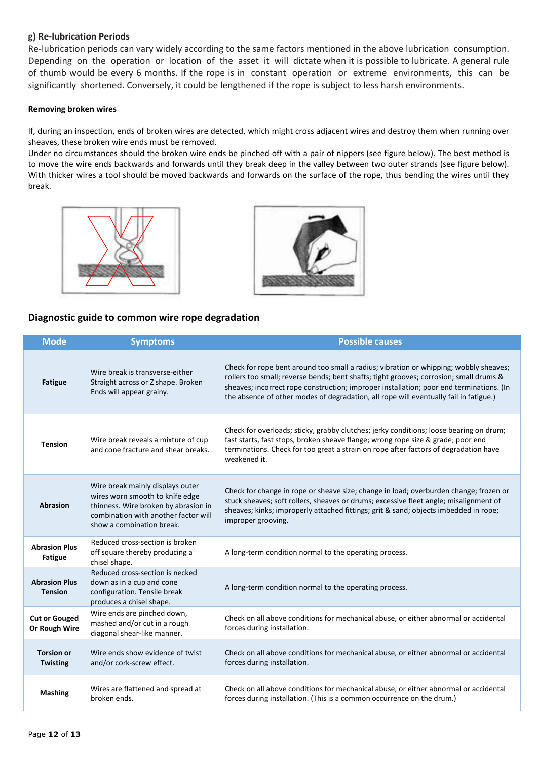**g) Re-lubrication Periods**

Re-lubrication periods can vary widely according to the same factors mentioned in the above lubrication consumption. Depending on the operation or location of the asset it will dictate when it is possible to lubricate. A general rule of thumb would be every 6 months. If the rope is in constant operation or extreme environments, this can be significantly shortened. Conversely, it could be lengthened if the rope is subject to less harsh environments.

**Removing broken wires**

If, during an inspection, ends of broken wires are detected, which might cross adjacent wires and destroy them when running over sheaves, these broken wire ends must be removed.

Under no circumstances should the broken wire ends be pinched off with a pair of nippers (see figure below). The best method is to move the wire ends backwards and forwards until they break deep in the valley between two outer strands (see figure below). With thicker wires a tool should be moved backwards and forwards on the surface of the rope, thus bending the wires until they break.

## Diagnostic guide to common wire rope degradation

| Mode | Symptoms | Possible causes |
|---|---|---|
| **Fatigue** | Wire break is transverse-either Straight across or Z shape. Broken Ends will appear grainy. | Check for rope bent around too small a radius; vibration or whipping; wobbly sheaves; rollers too small; reverse bends; bent shafts; tight grooves; corrosion; small drums & sheaves; incorrect rope construction; improper installation; poor end terminations. (In the absence of other modes of degradation, all rope will eventually fail in fatigue.) |
| **Tension** | Wire break reveals a mixture of cup and cone fracture and shear breaks. | Check for overloads; sticky, grabby clutches; jerky conditions; loose bearing on drum; fast starts, fast stops, broken sheave flange; wrong rope size & grade; poor end terminations. Check for too great a strain on rope after factors of degradation have weakened it. |
| **Abrasion** | Wire break mainly displays outer wires worn smooth to knife edge thinness. Wire broken by abrasion in combination with another factor will show a combination break. | Check for change in rope or sheave size; change in load; overburden change; frozen or stuck sheaves; soft rollers, sheaves or drums; excessive fleet angle; misalignment of sheaves; kinks; improperly attached fittings; grit & sand; objects imbedded in rope; improper grooving. |
| **Abrasion Plus Fatigue** | Reduced cross-section is broken off square thereby producing a chisel shape. | A long-term condition normal to the operating process. |
| **Abrasion Plus Tension** | Reduced cross-section is necked down as in a cup and cone configuration. Tensile break produces a chisel shape. | A long-term condition normal to the operating process. |
| **Cut or Gouged Or Rough Wire** | Wire ends are pinched down, mashed and/or cut in a rough diagonal shear-like manner. | Check on all above conditions for mechanical abuse, or either abnormal or accidental forces during installation. |
| **Torsion or Twisting** | Wire ends show evidence of twist and/or cork-screw effect. | Check on all above conditions for mechanical abuse, or either abnormal or accidental forces during installation. |
| **Mashing** | Wires are flattened and spread at broken ends. | Check on all above conditions for mechanical abuse, or either abnormal or accidental forces during installation. (This is a common occurrence on the drum.) |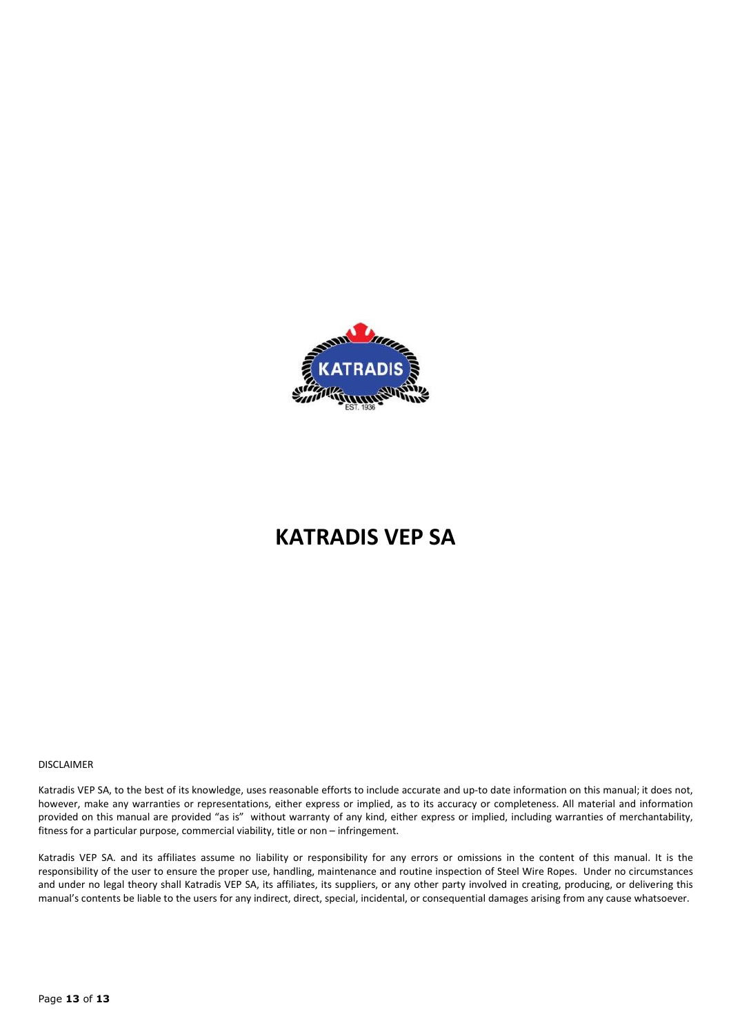# KATRADIS VEP SA

DISCLAIMER

Katradis VEP SA, to the best of its knowledge, uses reasonable efforts to include accurate and up-to date information on this manual; it does not, however, make any warranties or representations, either express or implied, as to its accuracy or completeness. All material and information provided on this manual are provided "as is" without warranty of any kind, either express or implied, including warranties of merchantability, fitness for a particular purpose, commercial viability, title or non – infringement.

Katradis VEP SA. and its affiliates assume no liability or responsibility for any errors or omissions in the content of this manual. It is the responsibility of the user to ensure the proper use, handling, maintenance and routine inspection of Steel Wire Ropes. Under no circumstances and under no legal theory shall Katradis VEP SA, its affiliates, its suppliers, or any other party involved in creating, producing, or delivering this manual's contents be liable to the users for any indirect, direct, special, incidental, or consequential damages arising from any cause whatsoever.